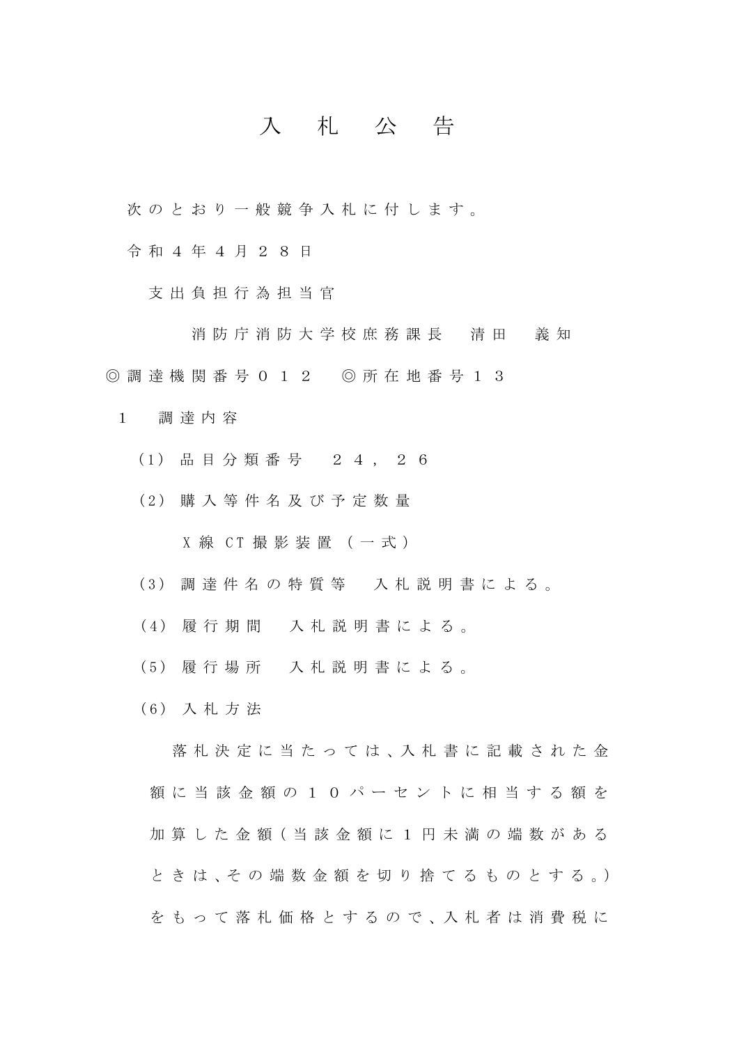# 入札公告

次のとおり一般競争入札に付します。

令和４年４月２８日

支出負担行為担当官

消防庁消防大学校庶務課長　清田　義知

◎調達機関番号０１２　◎所在地番号１３

１　調達内容

（1）品目分類番号　２４，２６

（2）購入等件名及び予定数量

X線CT撮影装置（一式）

（3）調達件名の特質等　入札説明書による。

（4）履行期間　入札説明書による。

（5）履行場所　入札説明書による。

（6）入札方法

落札決定に当たっては、入札書に記載された金額に当該金額の１０パーセントに相当する額を加算した金額（当該金額に１円未満の端数があるときは、その端数金額を切り捨てるものとする。）をもって落札価格とするので、入札者は消費税に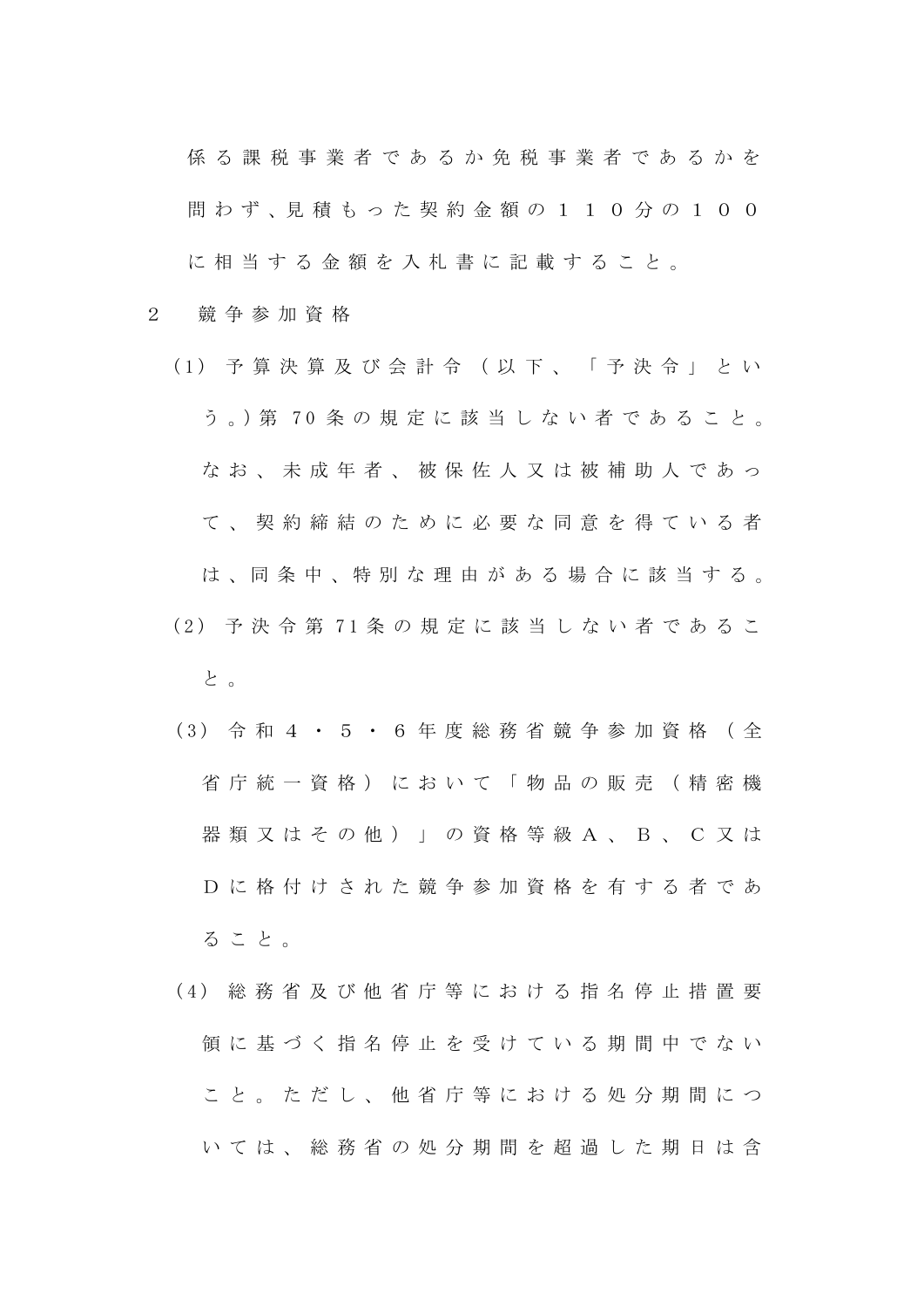係る課税事業者であるか免税事業者であるかを問わず、見積もった契約金額の１１０分の１００に相当する金額を入札書に記載すること。

２　競争参加資格

(1) 予算決算及び会計令（以下、「予決令」という。)第70条の規定に該当しない者であること。なお、未成年者、被保佐人又は被補助人であって、契約締結のために必要な同意を得ている者は、同条中、特別な理由がある場合に該当する。

(2) 予決令第71条の規定に該当しない者であること。

(3) 令和４・５・６年度総務省競争参加資格（全省庁統一資格）において「物品の販売（精密機器類又はその他）」の資格等級Ａ、Ｂ、Ｃ又はＤに格付けされた競争参加資格を有する者であること。

(4) 総務省及び他省庁等における指名停止措置要領に基づく指名停止を受けている期間中でないこと。ただし、他省庁等における処分期間については、総務省の処分期間を超過した期日は含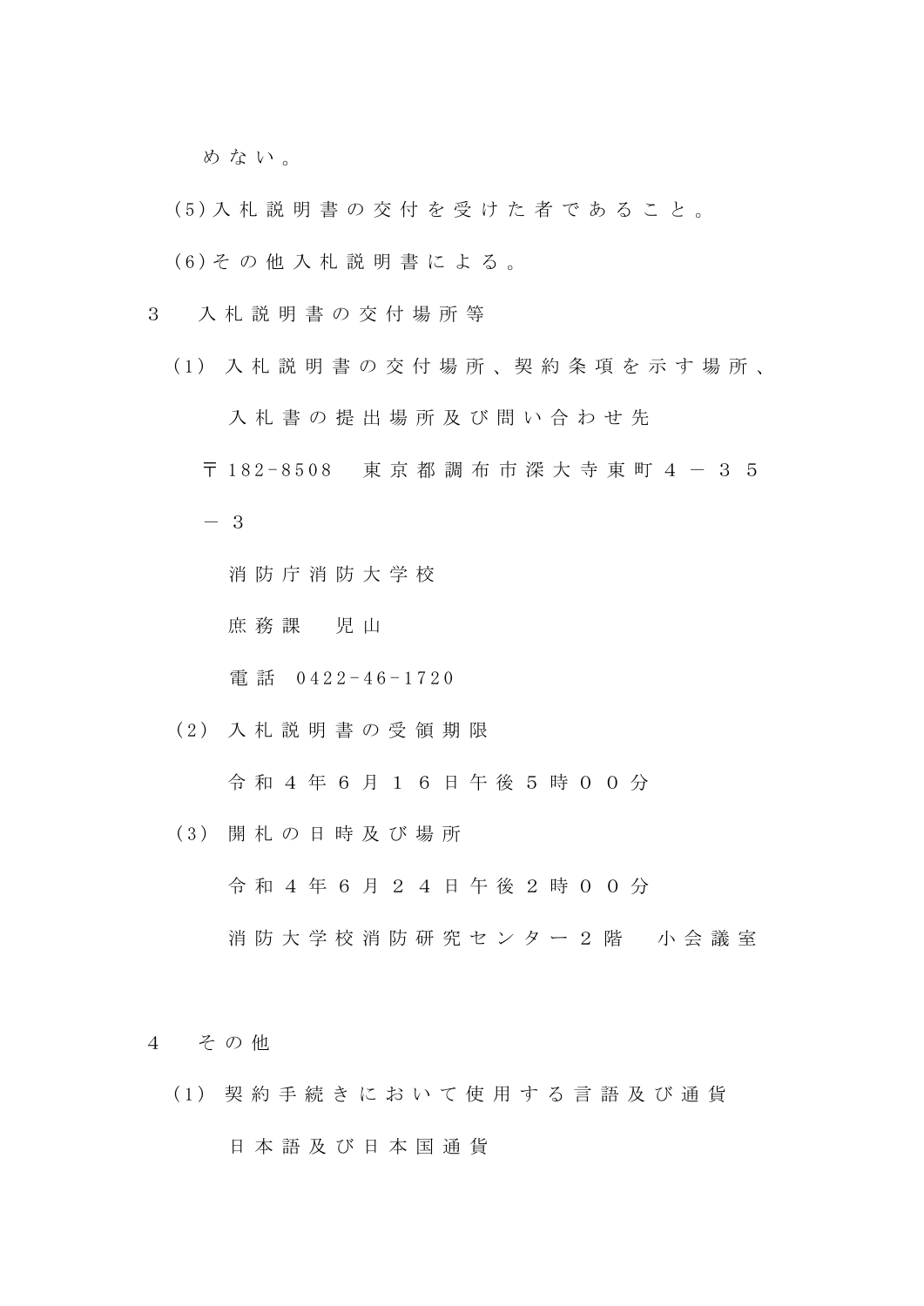めない。

(5)入札説明書の交付を受けた者であること。

(6)その他入札説明書による。

3　入札説明書の交付場所等

(1) 入札説明書の交付場所、契約条項を示す場所、入札書の提出場所及び問い合わせ先

〒182-8508　東京都調布市深大寺東町４－３５－３

消防庁消防大学校

庶務課　児山

電話 0422-46-1720

(2) 入札説明書の受領期限

令和４年６月１６日午後５時００分

(3) 開札の日時及び場所

令和４年６月２４日午後２時００分

消防大学校消防研究センター２階　小会議室

4　その他

(1) 契約手続きにおいて使用する言語及び通貨

日本語及び日本国通貨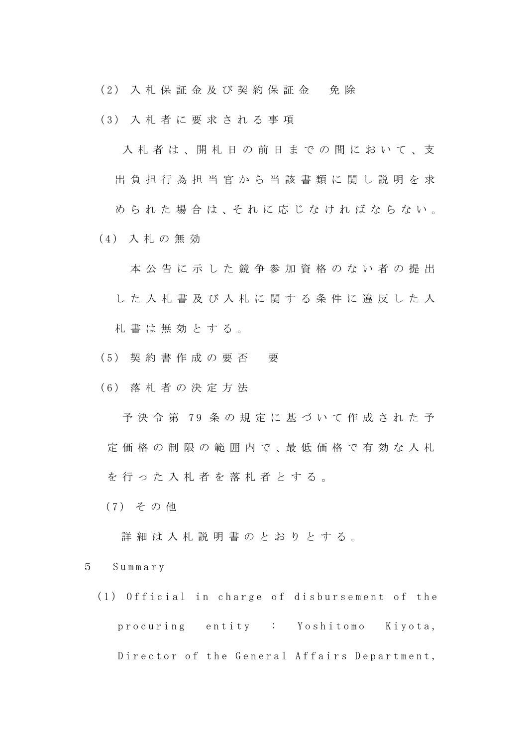（2） 入札保証金及び契約保証金　免除

（3） 入札者に要求される事項

入札者は、開札日の前日までの間において、支出負担行為担当官から当該書類に関し説明を求められた場合は、それに応じなければならない。

（4） 入札の無効

本公告に示した競争参加資格のない者の提出した入札書及び入札に関する条件に違反した入札書は無効とする。

（5） 契約書作成の要否　要

（6） 落札者の決定方法

予決令第 79 条の規定に基づいて作成された予定価格の制限の範囲内で、最低価格で有効な入札を行った入札者を落札者とする。

（7） その他

詳細は入札説明書のとおりとする。

5　Summary

(1) Official in charge of disbursement of the procuring entity : Yoshitomo Kiyota, Director of the General Affairs Department,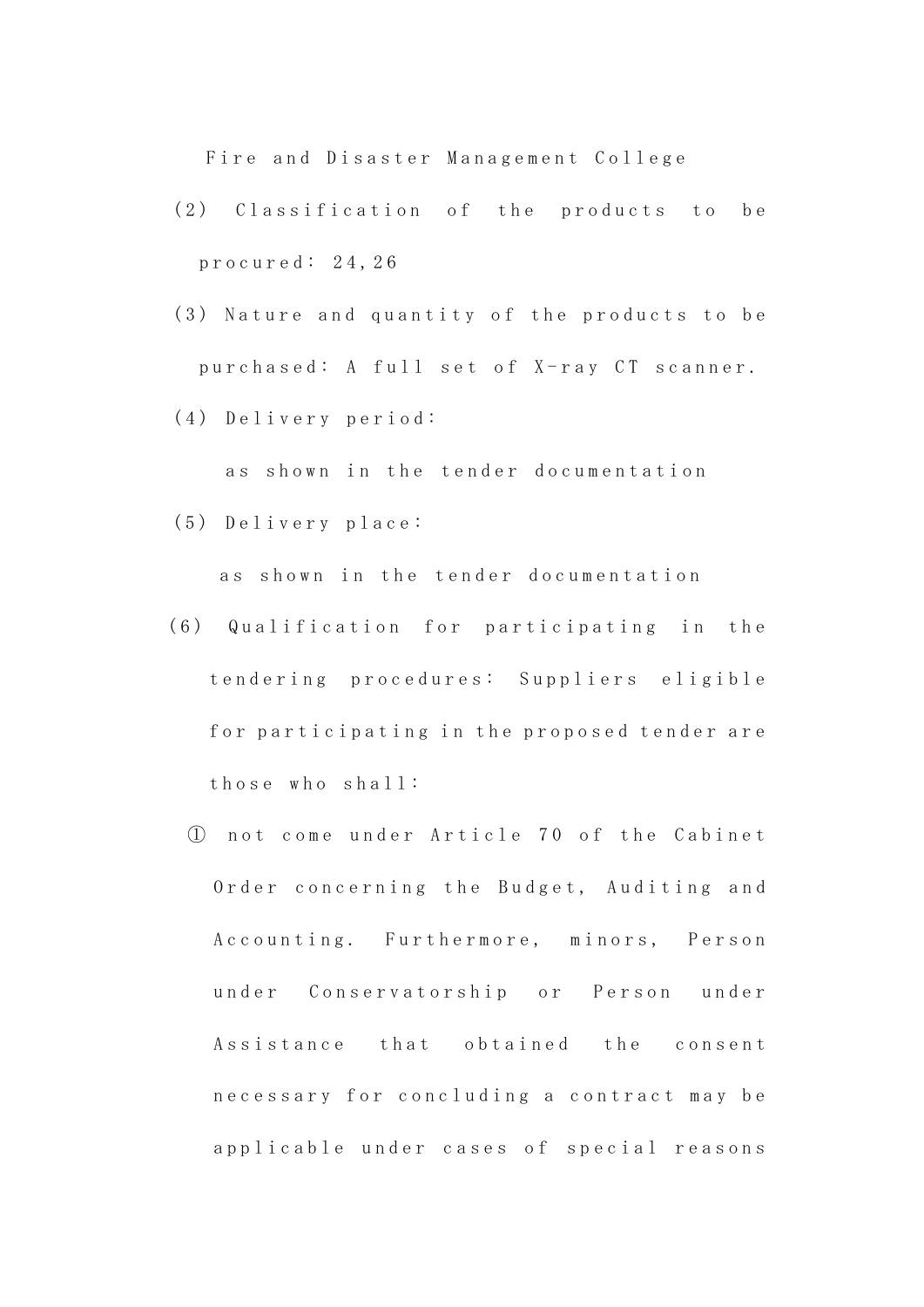Fire and Disaster Management College

(2) Classification of the products to be procured: 24,26

(3) Nature and quantity of the products to be purchased: A full set of X-ray CT scanner.

(4) Delivery period:

as shown in the tender documentation

(5) Delivery place:

as shown in the tender documentation

(6) Qualification for participating in the tendering procedures: Suppliers eligible for participating in the proposed tender are those who shall:

① not come under Article 70 of the Cabinet Order concerning the Budget, Auditing and Accounting. Furthermore, minors, Person under Conservatorship or Person under Assistance that obtained the consent necessary for concluding a contract may be applicable under cases of special reasons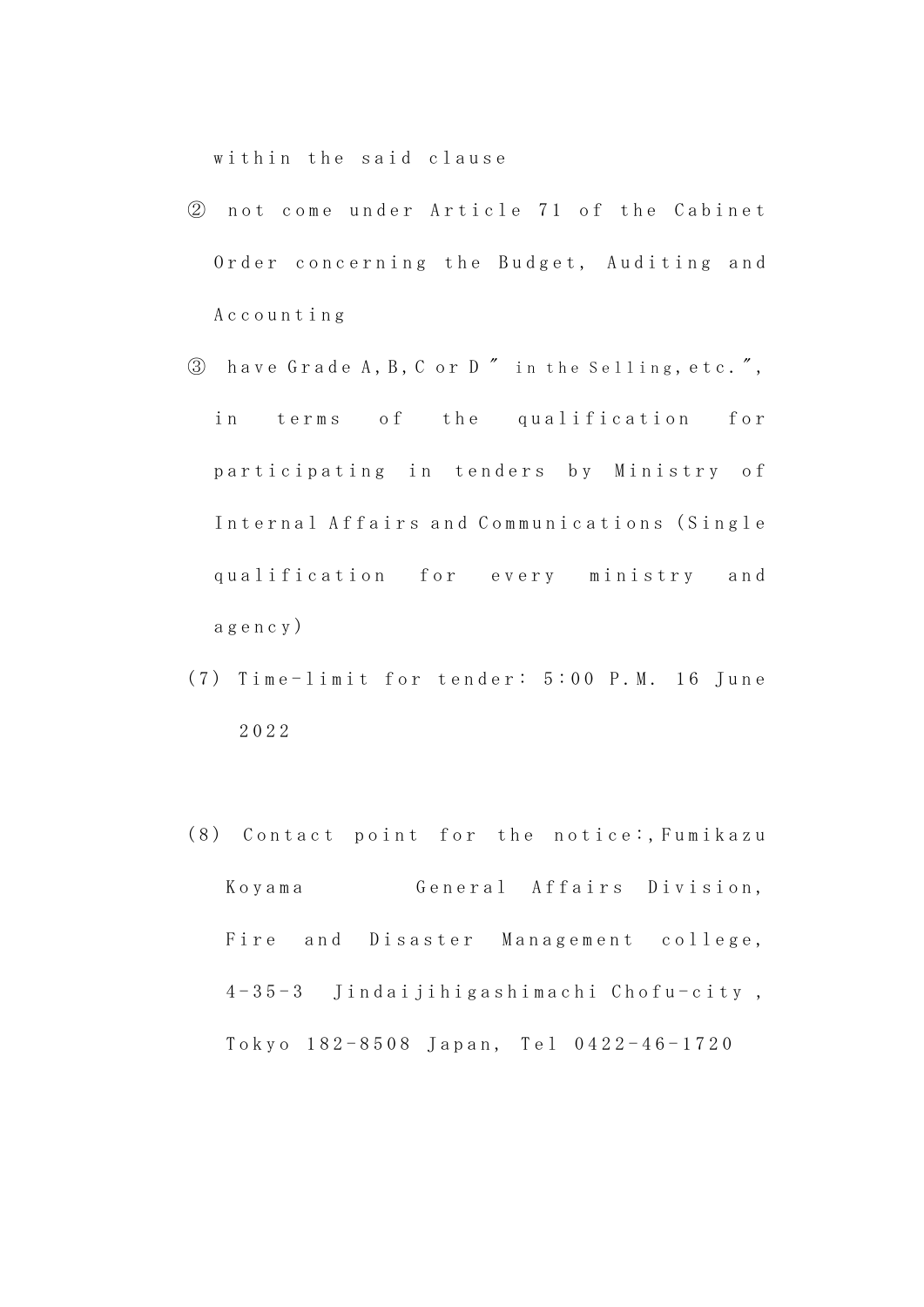within the said clause

② not come under Article 71 of the Cabinet Order concerning the Budget, Auditing and Accounting

③ have Grade A,B,C or D ″in the Selling,etc.″, in terms of the qualification for participating in tenders by Ministry of Internal Affairs and Communications (Single qualification for every ministry and agency)

(7) Time-limit for tender: 5:00 P.M. 16 June 2022

(8) Contact point for the notice:,Fumikazu Koyama General Affairs Division, Fire and Disaster Management college, 4-35-3 Jindaijihigashimachi Chofu-city , Tokyo 182-8508 Japan, Tel 0422-46-1720